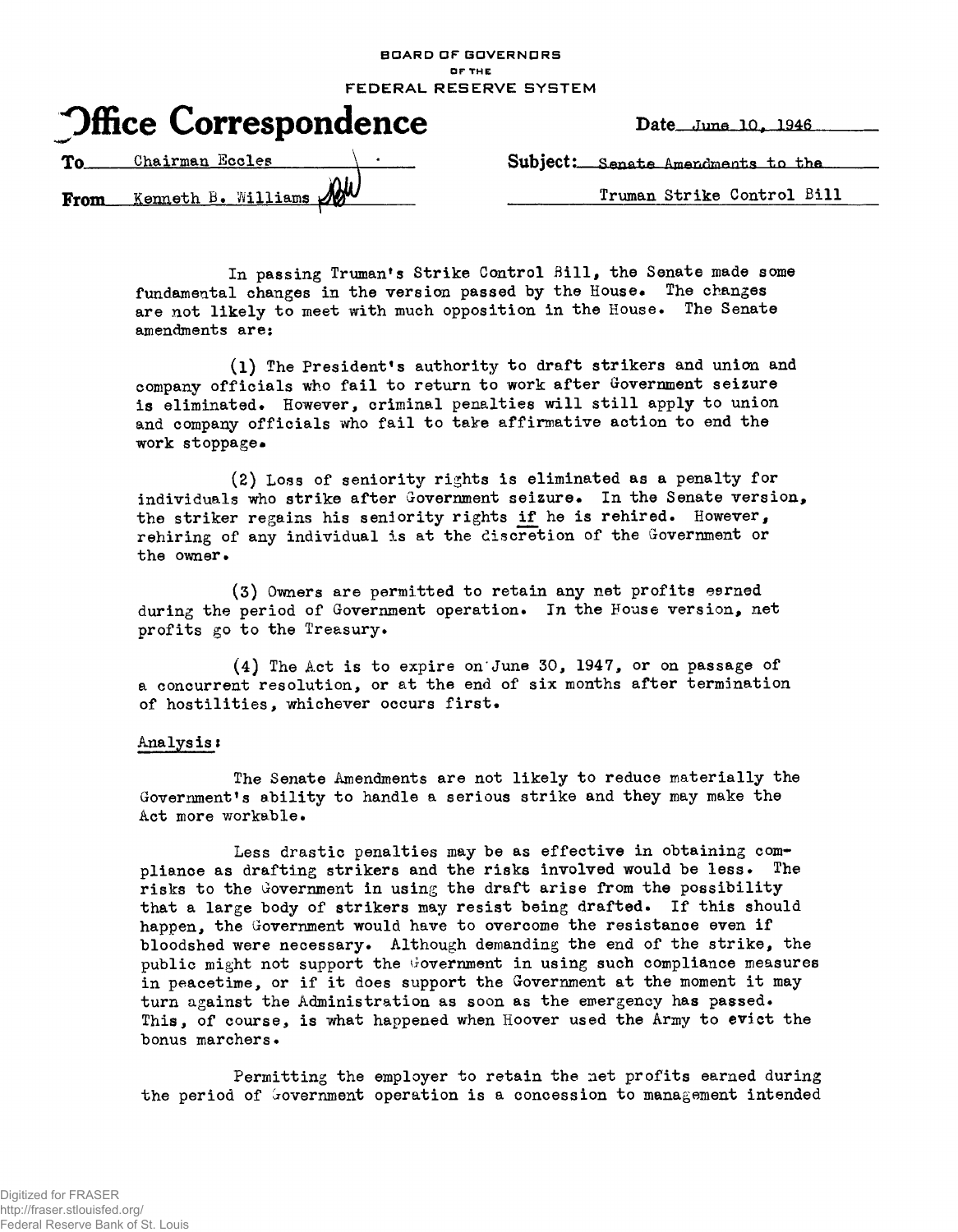BOARD OF GOVERNORS
OF THE
FEDERAL RESERVE SYSTEM

# Office Correspondence

Date June 10, 1946

To Chairman Eccles

From Kenneth B. Williams

Subject: Senate Amendments to the Truman Strike Control Bill

In passing Truman's Strike Control Bill, the Senate made some fundamental changes in the version passed by the House. The changes are not likely to meet with much opposition in the House. The Senate amendments are:

(1) The President's authority to draft strikers and union and company officials who fail to return to work after Government seizure is eliminated. However, criminal penalties will still apply to union and company officials who fail to take affirmative action to end the work stoppage.

(2) Loss of seniority rights is eliminated as a penalty for individuals who strike after Government seizure. In the Senate version, the striker regains his seniority rights *if* he is rehired. However, rehiring of any individual is at the discretion of the Government or the owner.

(3) Owners are permitted to retain any net profits earned during the period of Government operation. In the House version, net profits go to the Treasury.

(4) The Act is to expire on June 30, 1947, or on passage of a concurrent resolution, or at the end of six months after termination of hostilities, whichever occurs first.

Analysis:

The Senate Amendments are not likely to reduce materially the Government's ability to handle a serious strike and they may make the Act more workable.

Less drastic penalties may be as effective in obtaining compliance as drafting strikers and the risks involved would be less. The risks to the Government in using the draft arise from the possibility that a large body of strikers may resist being drafted. If this should happen, the Government would have to overcome the resistance even if bloodshed were necessary. Although demanding the end of the strike, the public might not support the Government in using such compliance measures in peacetime, or if it does support the Government at the moment it may turn against the Administration as soon as the emergency has passed. This, of course, is what happened when Hoover used the Army to evict the bonus marchers.

Permitting the employer to retain the net profits earned during the period of Government operation is a concession to management intended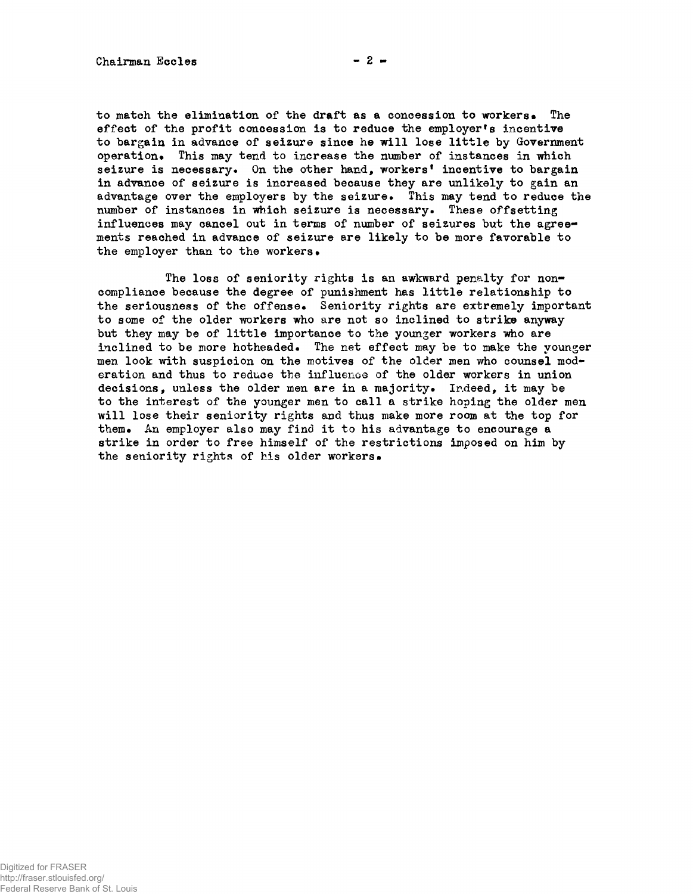to match the elimination of the draft as a concession to workers. The effect of the profit concession is to reduce the employer's incentive to bargain in advance of seizure since he will lose little by Government operation. This may tend to increase the number of instances in which seizure is necessary. On the other hand, workers' incentive to bargain in advance of seizure is increased because they are unlikely to gain an advantage over the employers by the seizure. This may tend to reduce the number of instances in which seizure is necessary. These offsetting influences may cancel out in terms of number of seizures but the agreements reached in advance of seizure are likely to be more favorable to the employer than to the workers.

The loss of seniority rights is an awkward penalty for noncompliance because the degree of punishment has little relationship to the seriousness of the offense. Seniority rights are extremely important to some of the older workers who are not so inclined to strike anyway but they may be of little importance to the younger workers who are inclined to be more hotheaded. The net effect may be to make the younger men look with suspicion on the motives of the older men who counsel moderation and thus to reduce the influence of the older workers in union decisions, unless the older men are in a majority. Indeed, it may be to the interest of the younger men to call a strike hoping the older men will lose their seniority rights and thus make more room at the top for them. An employer also may find it to his advantage to encourage a strike in order to free himself of the restrictions imposed on him by the seniority rights of his older workers.